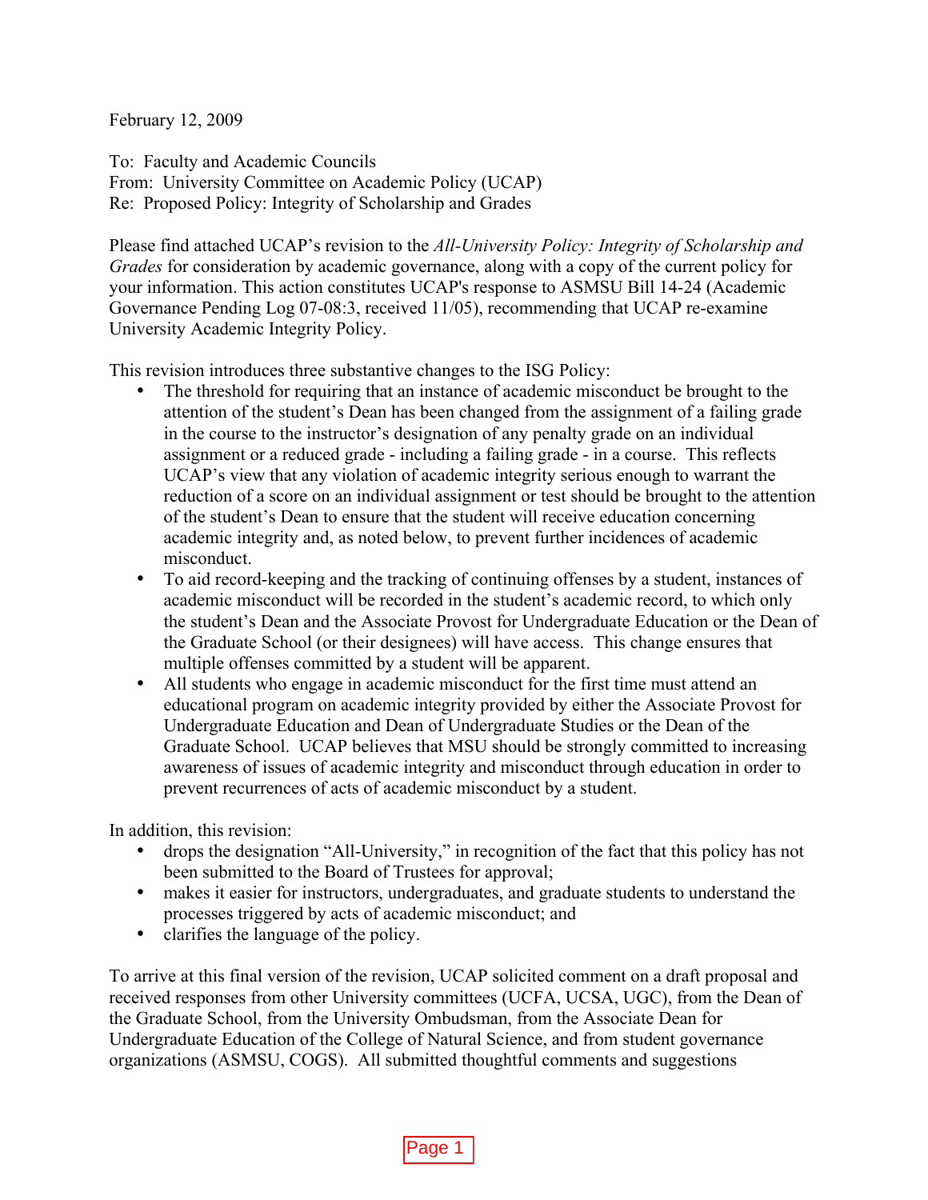February 12, 2009

To: Faculty and Academic Councils
From: University Committee on Academic Policy (UCAP)
Re: Proposed Policy: Integrity of Scholarship and Grades

Please find attached UCAP's revision to the *All-University Policy: Integrity of Scholarship and Grades* for consideration by academic governance, along with a copy of the current policy for your information. This action constitutes UCAP's response to ASMSU Bill 14-24 (Academic Governance Pending Log 07-08:3, received 11/05), recommending that UCAP re-examine University Academic Integrity Policy.

This revision introduces three substantive changes to the ISG Policy:

- The threshold for requiring that an instance of academic misconduct be brought to the attention of the student's Dean has been changed from the assignment of a failing grade in the course to the instructor's designation of any penalty grade on an individual assignment or a reduced grade - including a failing grade - in a course. This reflects UCAP's view that any violation of academic integrity serious enough to warrant the reduction of a score on an individual assignment or test should be brought to the attention of the student's Dean to ensure that the student will receive education concerning academic integrity and, as noted below, to prevent further incidences of academic misconduct.
- To aid record-keeping and the tracking of continuing offenses by a student, instances of academic misconduct will be recorded in the student's academic record, to which only the student's Dean and the Associate Provost for Undergraduate Education or the Dean of the Graduate School (or their designees) will have access. This change ensures that multiple offenses committed by a student will be apparent.
- All students who engage in academic misconduct for the first time must attend an educational program on academic integrity provided by either the Associate Provost for Undergraduate Education and Dean of Undergraduate Studies or the Dean of the Graduate School. UCAP believes that MSU should be strongly committed to increasing awareness of issues of academic integrity and misconduct through education in order to prevent recurrences of acts of academic misconduct by a student.

In addition, this revision:

- drops the designation "All-University," in recognition of the fact that this policy has not been submitted to the Board of Trustees for approval;
- makes it easier for instructors, undergraduates, and graduate students to understand the processes triggered by acts of academic misconduct; and
- clarifies the language of the policy.

To arrive at this final version of the revision, UCAP solicited comment on a draft proposal and received responses from other University committees (UCFA, UCSA, UGC), from the Dean of the Graduate School, from the University Ombudsman, from the Associate Dean for Undergraduate Education of the College of Natural Science, and from student governance organizations (ASMSU, COGS). All submitted thoughtful comments and suggestions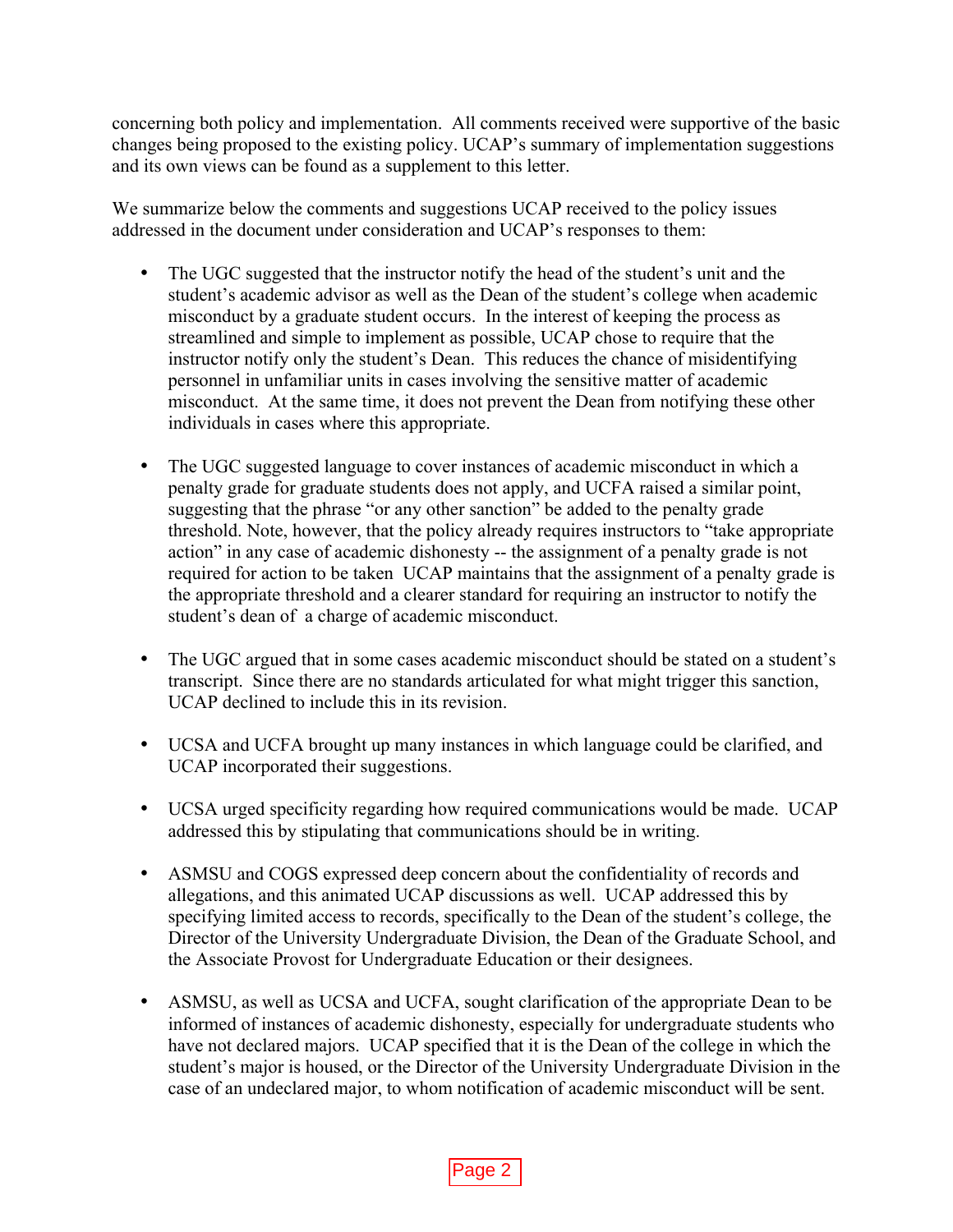concerning both policy and implementation. All comments received were supportive of the basic changes being proposed to the existing policy. UCAP's summary of implementation suggestions and its own views can be found as a supplement to this letter.

We summarize below the comments and suggestions UCAP received to the policy issues addressed in the document under consideration and UCAP's responses to them:

- The UGC suggested that the instructor notify the head of the student's unit and the student's academic advisor as well as the Dean of the student's college when academic misconduct by a graduate student occurs. In the interest of keeping the process as streamlined and simple to implement as possible, UCAP chose to require that the instructor notify only the student's Dean. This reduces the chance of misidentifying personnel in unfamiliar units in cases involving the sensitive matter of academic misconduct. At the same time, it does not prevent the Dean from notifying these other individuals in cases where this appropriate.

- The UGC suggested language to cover instances of academic misconduct in which a penalty grade for graduate students does not apply, and UCFA raised a similar point, suggesting that the phrase "or any other sanction" be added to the penalty grade threshold. Note, however, that the policy already requires instructors to "take appropriate action" in any case of academic dishonesty -- the assignment of a penalty grade is not required for action to be taken UCAP maintains that the assignment of a penalty grade is the appropriate threshold and a clearer standard for requiring an instructor to notify the student's dean of a charge of academic misconduct.

- The UGC argued that in some cases academic misconduct should be stated on a student's transcript. Since there are no standards articulated for what might trigger this sanction, UCAP declined to include this in its revision.

- UCSA and UCFA brought up many instances in which language could be clarified, and UCAP incorporated their suggestions.

- UCSA urged specificity regarding how required communications would be made. UCAP addressed this by stipulating that communications should be in writing.

- ASMSU and COGS expressed deep concern about the confidentiality of records and allegations, and this animated UCAP discussions as well. UCAP addressed this by specifying limited access to records, specifically to the Dean of the student's college, the Director of the University Undergraduate Division, the Dean of the Graduate School, and the Associate Provost for Undergraduate Education or their designees.

- ASMSU, as well as UCSA and UCFA, sought clarification of the appropriate Dean to be informed of instances of academic dishonesty, especially for undergraduate students who have not declared majors. UCAP specified that it is the Dean of the college in which the student's major is housed, or the Director of the University Undergraduate Division in the case of an undeclared major, to whom notification of academic misconduct will be sent.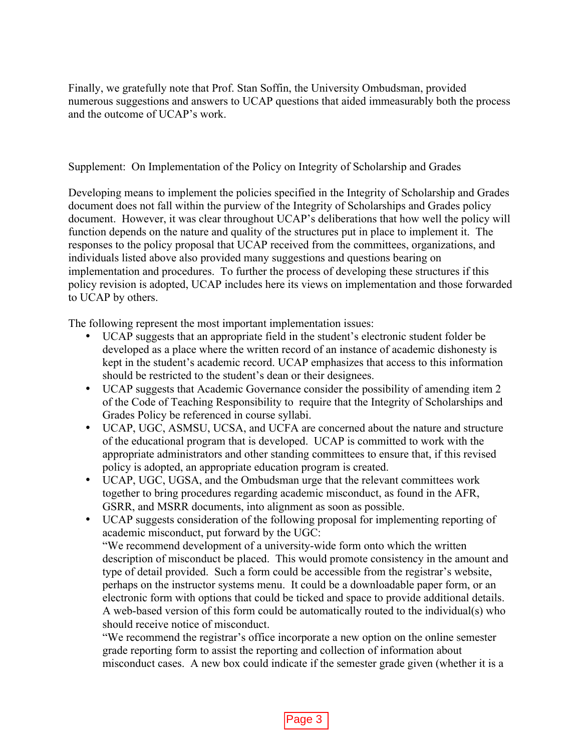Finally, we gratefully note that Prof. Stan Soffin, the University Ombudsman, provided numerous suggestions and answers to UCAP questions that aided immeasurably both the process and the outcome of UCAP's work.

Supplement: On Implementation of the Policy on Integrity of Scholarship and Grades

Developing means to implement the policies specified in the Integrity of Scholarship and Grades document does not fall within the purview of the Integrity of Scholarships and Grades policy document. However, it was clear throughout UCAP's deliberations that how well the policy will function depends on the nature and quality of the structures put in place to implement it. The responses to the policy proposal that UCAP received from the committees, organizations, and individuals listed above also provided many suggestions and questions bearing on implementation and procedures. To further the process of developing these structures if this policy revision is adopted, UCAP includes here its views on implementation and those forwarded to UCAP by others.

The following represent the most important implementation issues:

- UCAP suggests that an appropriate field in the student's electronic student folder be developed as a place where the written record of an instance of academic dishonesty is kept in the student's academic record. UCAP emphasizes that access to this information should be restricted to the student's dean or their designees.
- UCAP suggests that Academic Governance consider the possibility of amending item 2 of the Code of Teaching Responsibility to require that the Integrity of Scholarships and Grades Policy be referenced in course syllabi.
- UCAP, UGC, ASMSU, UCSA, and UCFA are concerned about the nature and structure of the educational program that is developed. UCAP is committed to work with the appropriate administrators and other standing committees to ensure that, if this revised policy is adopted, an appropriate education program is created.
- UCAP, UGC, UGSA, and the Ombudsman urge that the relevant committees work together to bring procedures regarding academic misconduct, as found in the AFR, GSRR, and MSRR documents, into alignment as soon as possible.
- UCAP suggests consideration of the following proposal for implementing reporting of academic misconduct, put forward by the UGC:

  "We recommend development of a university-wide form onto which the written description of misconduct be placed. This would promote consistency in the amount and type of detail provided. Such a form could be accessible from the registrar's website, perhaps on the instructor systems menu. It could be a downloadable paper form, or an electronic form with options that could be ticked and space to provide additional details. A web-based version of this form could be automatically routed to the individual(s) who should receive notice of misconduct.

  "We recommend the registrar's office incorporate a new option on the online semester grade reporting form to assist the reporting and collection of information about misconduct cases. A new box could indicate if the semester grade given (whether it is a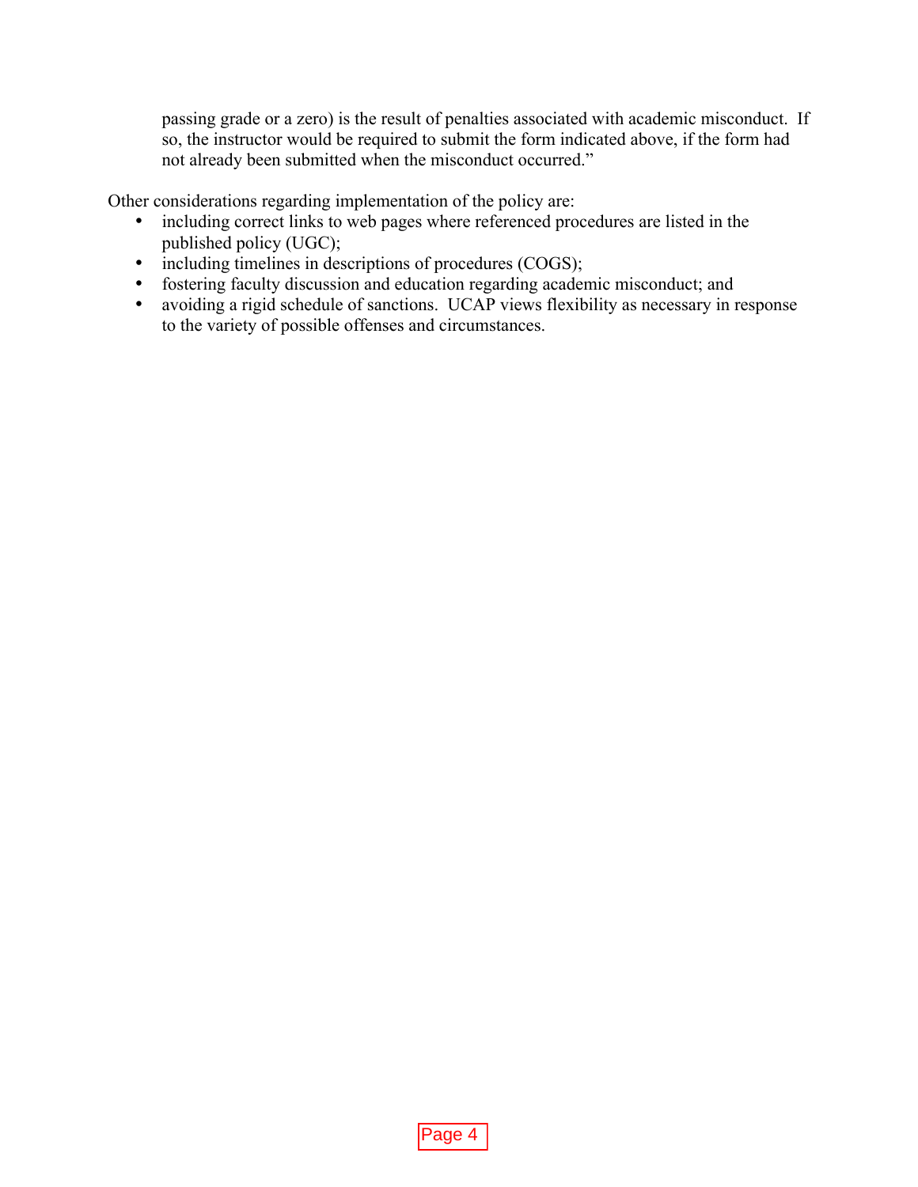passing grade or a zero) is the result of penalties associated with academic misconduct. If so, the instructor would be required to submit the form indicated above, if the form had not already been submitted when the misconduct occurred."

Other considerations regarding implementation of the policy are:

- including correct links to web pages where referenced procedures are listed in the published policy (UGC);
- including timelines in descriptions of procedures (COGS);
- fostering faculty discussion and education regarding academic misconduct; and
- avoiding a rigid schedule of sanctions. UCAP views flexibility as necessary in response to the variety of possible offenses and circumstances.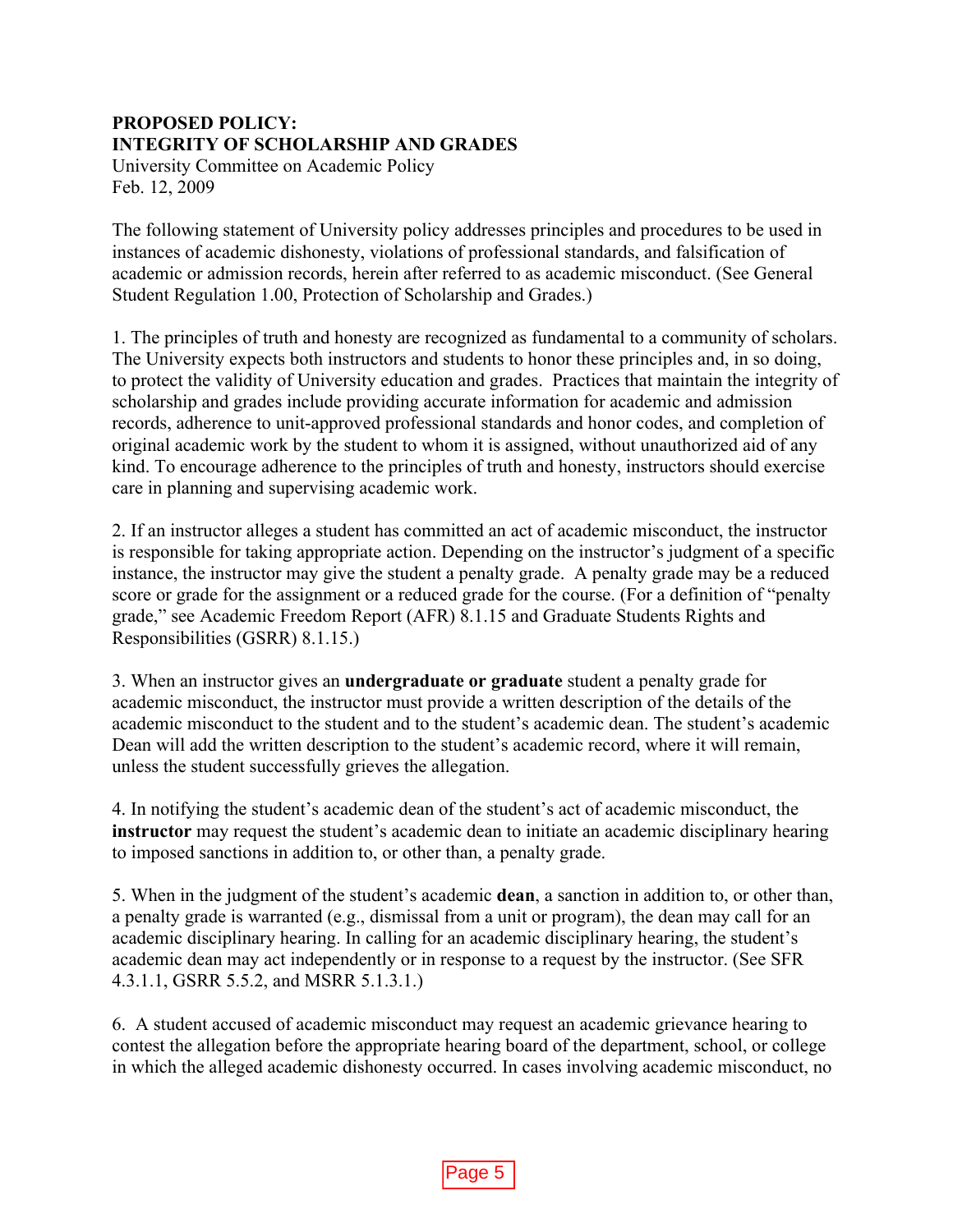**PROPOSED POLICY:**
**INTEGRITY OF SCHOLARSHIP AND GRADES**
University Committee on Academic Policy
Feb. 12, 2009

The following statement of University policy addresses principles and procedures to be used in instances of academic dishonesty, violations of professional standards, and falsification of academic or admission records, herein after referred to as academic misconduct. (See General Student Regulation 1.00, Protection of Scholarship and Grades.)

1. The principles of truth and honesty are recognized as fundamental to a community of scholars. The University expects both instructors and students to honor these principles and, in so doing, to protect the validity of University education and grades. Practices that maintain the integrity of scholarship and grades include providing accurate information for academic and admission records, adherence to unit-approved professional standards and honor codes, and completion of original academic work by the student to whom it is assigned, without unauthorized aid of any kind. To encourage adherence to the principles of truth and honesty, instructors should exercise care in planning and supervising academic work.

2. If an instructor alleges a student has committed an act of academic misconduct, the instructor is responsible for taking appropriate action. Depending on the instructor's judgment of a specific instance, the instructor may give the student a penalty grade. A penalty grade may be a reduced score or grade for the assignment or a reduced grade for the course. (For a definition of "penalty grade," see Academic Freedom Report (AFR) 8.1.15 and Graduate Students Rights and Responsibilities (GSRR) 8.1.15.)

3. When an instructor gives an **undergraduate or graduate** student a penalty grade for academic misconduct, the instructor must provide a written description of the details of the academic misconduct to the student and to the student's academic dean. The student's academic Dean will add the written description to the student's academic record, where it will remain, unless the student successfully grieves the allegation.

4. In notifying the student's academic dean of the student's act of academic misconduct, the **instructor** may request the student's academic dean to initiate an academic disciplinary hearing to imposed sanctions in addition to, or other than, a penalty grade.

5. When in the judgment of the student's academic **dean**, a sanction in addition to, or other than, a penalty grade is warranted (e.g., dismissal from a unit or program), the dean may call for an academic disciplinary hearing. In calling for an academic disciplinary hearing, the student's academic dean may act independently or in response to a request by the instructor. (See SFR 4.3.1.1, GSRR 5.5.2, and MSRR 5.1.3.1.)

6. A student accused of academic misconduct may request an academic grievance hearing to contest the allegation before the appropriate hearing board of the department, school, or college in which the alleged academic dishonesty occurred. In cases involving academic misconduct, no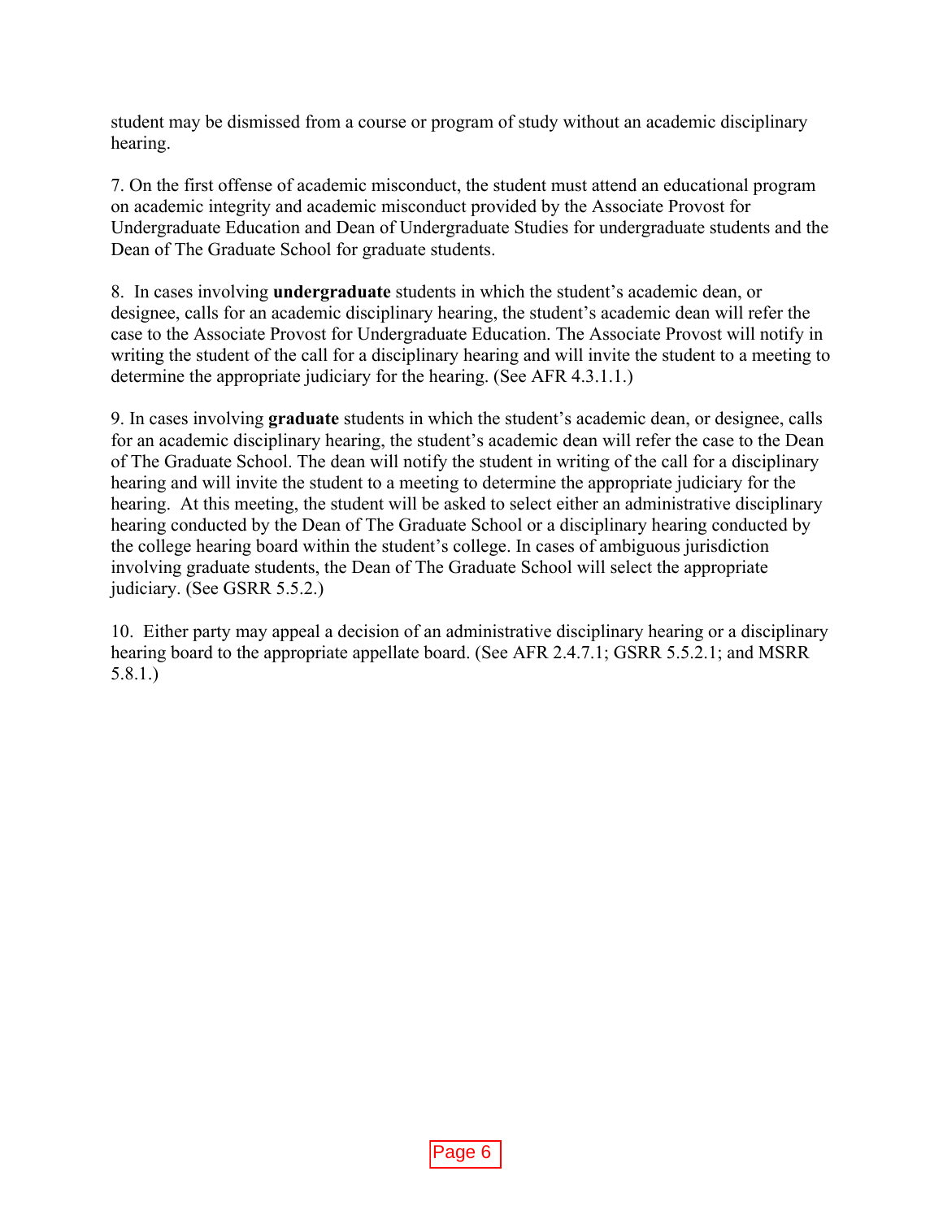student may be dismissed from a course or program of study without an academic disciplinary hearing.

7. On the first offense of academic misconduct, the student must attend an educational program on academic integrity and academic misconduct provided by the Associate Provost for Undergraduate Education and Dean of Undergraduate Studies for undergraduate students and the Dean of The Graduate School for graduate students.

8. In cases involving **undergraduate** students in which the student's academic dean, or designee, calls for an academic disciplinary hearing, the student's academic dean will refer the case to the Associate Provost for Undergraduate Education. The Associate Provost will notify in writing the student of the call for a disciplinary hearing and will invite the student to a meeting to determine the appropriate judiciary for the hearing. (See AFR 4.3.1.1.)

9. In cases involving **graduate** students in which the student's academic dean, or designee, calls for an academic disciplinary hearing, the student's academic dean will refer the case to the Dean of The Graduate School. The dean will notify the student in writing of the call for a disciplinary hearing and will invite the student to a meeting to determine the appropriate judiciary for the hearing. At this meeting, the student will be asked to select either an administrative disciplinary hearing conducted by the Dean of The Graduate School or a disciplinary hearing conducted by the college hearing board within the student's college. In cases of ambiguous jurisdiction involving graduate students, the Dean of The Graduate School will select the appropriate judiciary. (See GSRR 5.5.2.)

10. Either party may appeal a decision of an administrative disciplinary hearing or a disciplinary hearing board to the appropriate appellate board. (See AFR 2.4.7.1; GSRR 5.5.2.1; and MSRR 5.8.1.)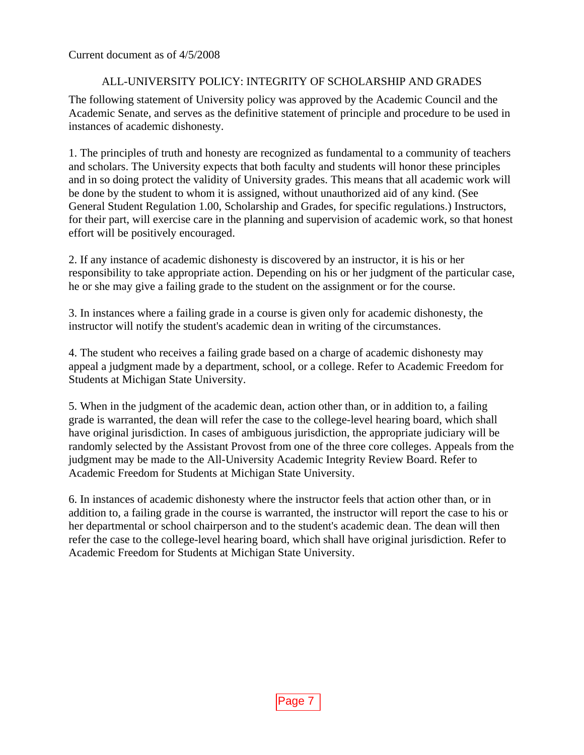Current document as of 4/5/2008

## ALL-UNIVERSITY POLICY: INTEGRITY OF SCHOLARSHIP AND GRADES

The following statement of University policy was approved by the Academic Council and the Academic Senate, and serves as the definitive statement of principle and procedure to be used in instances of academic dishonesty.

1. The principles of truth and honesty are recognized as fundamental to a community of teachers and scholars. The University expects that both faculty and students will honor these principles and in so doing protect the validity of University grades. This means that all academic work will be done by the student to whom it is assigned, without unauthorized aid of any kind. (See General Student Regulation 1.00, Scholarship and Grades, for specific regulations.) Instructors, for their part, will exercise care in the planning and supervision of academic work, so that honest effort will be positively encouraged.

2. If any instance of academic dishonesty is discovered by an instructor, it is his or her responsibility to take appropriate action. Depending on his or her judgment of the particular case, he or she may give a failing grade to the student on the assignment or for the course.

3. In instances where a failing grade in a course is given only for academic dishonesty, the instructor will notify the student's academic dean in writing of the circumstances.

4. The student who receives a failing grade based on a charge of academic dishonesty may appeal a judgment made by a department, school, or a college. Refer to Academic Freedom for Students at Michigan State University.

5. When in the judgment of the academic dean, action other than, or in addition to, a failing grade is warranted, the dean will refer the case to the college-level hearing board, which shall have original jurisdiction. In cases of ambiguous jurisdiction, the appropriate judiciary will be randomly selected by the Assistant Provost from one of the three core colleges. Appeals from the judgment may be made to the All-University Academic Integrity Review Board. Refer to Academic Freedom for Students at Michigan State University.

6. In instances of academic dishonesty where the instructor feels that action other than, or in addition to, a failing grade in the course is warranted, the instructor will report the case to his or her departmental or school chairperson and to the student's academic dean. The dean will then refer the case to the college-level hearing board, which shall have original jurisdiction. Refer to Academic Freedom for Students at Michigan State University.